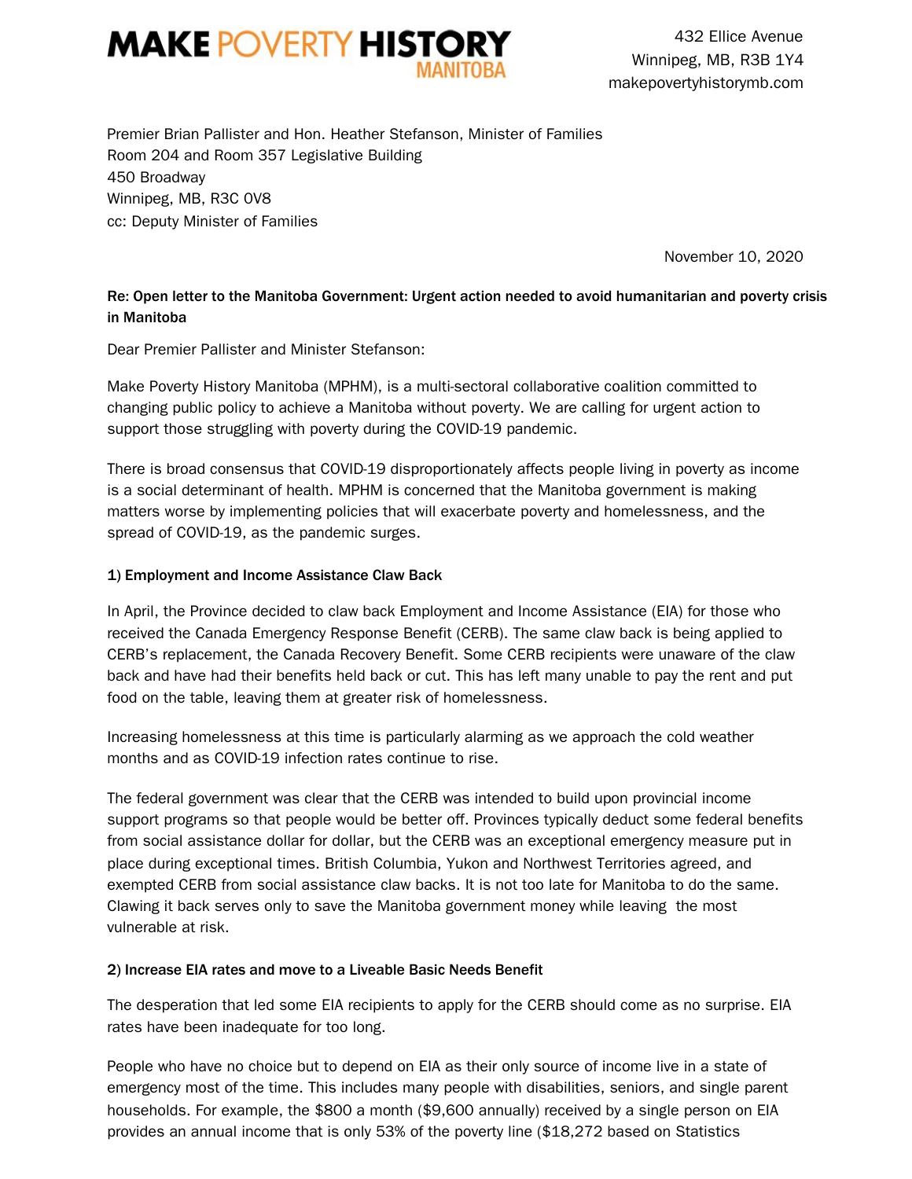**MAKE POVERTY HISTORY MANITOBA**

432 Ellice Avenue
Winnipeg, MB, R3B 1Y4
makepovertyhistorymb.com

Premier Brian Pallister and Hon. Heather Stefanson, Minister of Families
Room 204 and Room 357 Legislative Building
450 Broadway
Winnipeg, MB, R3C 0V8
cc: Deputy Minister of Families

November 10, 2020

**Re: Open letter to the Manitoba Government: Urgent action needed to avoid humanitarian and poverty crisis in Manitoba**

Dear Premier Pallister and Minister Stefanson:

Make Poverty History Manitoba (MPHM), is a multi-sectoral collaborative coalition committed to changing public policy to achieve a Manitoba without poverty. We are calling for urgent action to support those struggling with poverty during the COVID-19 pandemic.

There is broad consensus that COVID-19 disproportionately affects people living in poverty as income is a social determinant of health. MPHM is concerned that the Manitoba government is making matters worse by implementing policies that will exacerbate poverty and homelessness, and the spread of COVID-19, as the pandemic surges.

**1) Employment and Income Assistance Claw Back**

In April, the Province decided to claw back Employment and Income Assistance (EIA) for those who received the Canada Emergency Response Benefit (CERB). The same claw back is being applied to CERB's replacement, the Canada Recovery Benefit. Some CERB recipients were unaware of the claw back and have had their benefits held back or cut. This has left many unable to pay the rent and put food on the table, leaving them at greater risk of homelessness.

Increasing homelessness at this time is particularly alarming as we approach the cold weather months and as COVID-19 infection rates continue to rise.

The federal government was clear that the CERB was intended to build upon provincial income support programs so that people would be better off. Provinces typically deduct some federal benefits from social assistance dollar for dollar, but the CERB was an exceptional emergency measure put in place during exceptional times. British Columbia, Yukon and Northwest Territories agreed, and exempted CERB from social assistance claw backs. It is not too late for Manitoba to do the same. Clawing it back serves only to save the Manitoba government money while leaving the most vulnerable at risk.

**2) Increase EIA rates and move to a Liveable Basic Needs Benefit**

The desperation that led some EIA recipients to apply for the CERB should come as no surprise. EIA rates have been inadequate for too long.

People who have no choice but to depend on EIA as their only source of income live in a state of emergency most of the time. This includes many people with disabilities, seniors, and single parent households. For example, the $800 a month ($9,600 annually) received by a single person on EIA provides an annual income that is only 53% of the poverty line ($18,272 based on Statistics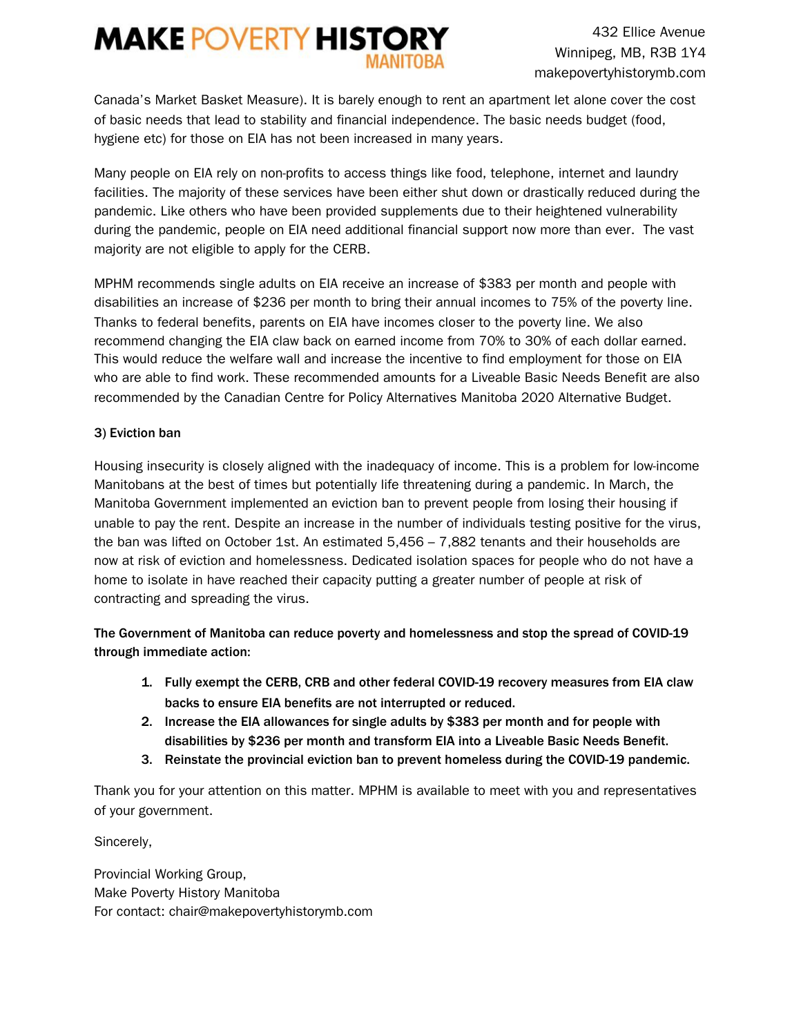Canada's Market Basket Measure). It is barely enough to rent an apartment let alone cover the cost of basic needs that lead to stability and financial independence. The basic needs budget (food, hygiene etc) for those on EIA has not been increased in many years.

Many people on EIA rely on non-profits to access things like food, telephone, internet and laundry facilities. The majority of these services have been either shut down or drastically reduced during the pandemic. Like others who have been provided supplements due to their heightened vulnerability during the pandemic, people on EIA need additional financial support now more than ever. The vast majority are not eligible to apply for the CERB.

MPHM recommends single adults on EIA receive an increase of $383 per month and people with disabilities an increase of $236 per month to bring their annual incomes to 75% of the poverty line. Thanks to federal benefits, parents on EIA have incomes closer to the poverty line. We also recommend changing the EIA claw back on earned income from 70% to 30% of each dollar earned. This would reduce the welfare wall and increase the incentive to find employment for those on EIA who are able to find work. These recommended amounts for a Liveable Basic Needs Benefit are also recommended by the Canadian Centre for Policy Alternatives Manitoba 2020 Alternative Budget.

**3) Eviction ban**

Housing insecurity is closely aligned with the inadequacy of income. This is a problem for low-income Manitobans at the best of times but potentially life threatening during a pandemic. In March, the Manitoba Government implemented an eviction ban to prevent people from losing their housing if unable to pay the rent. Despite an increase in the number of individuals testing positive for the virus, the ban was lifted on October 1st. An estimated 5,456 – 7,882 tenants and their households are now at risk of eviction and homelessness. Dedicated isolation spaces for people who do not have a home to isolate in have reached their capacity putting a greater number of people at risk of contracting and spreading the virus.

**The Government of Manitoba can reduce poverty and homelessness and stop the spread of COVID-19 through immediate action:**

1. **Fully exempt the CERB, CRB and other federal COVID-19 recovery measures from EIA claw backs to ensure EIA benefits are not interrupted or reduced.**
2. **Increase the EIA allowances for single adults by $383 per month and for people with disabilities by $236 per month and transform EIA into a Liveable Basic Needs Benefit.**
3. **Reinstate the provincial eviction ban to prevent homeless during the COVID-19 pandemic.**

Thank you for your attention on this matter. MPHM is available to meet with you and representatives of your government.

Sincerely,

Provincial Working Group,
Make Poverty Manitoba
For contact: chair@makepovertyhistorymb.com